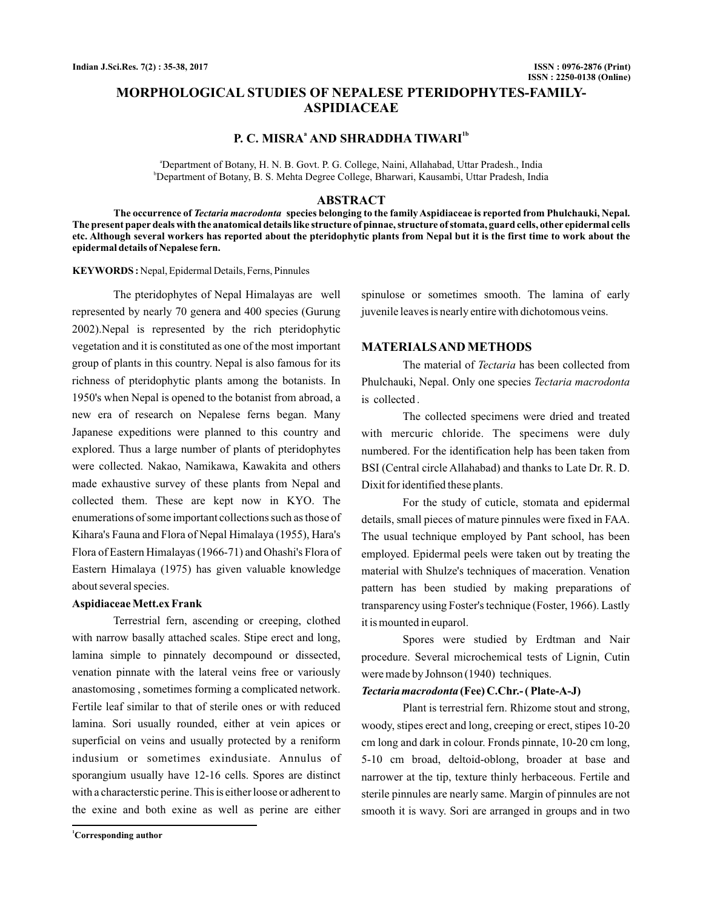# MORPHOLOGICAL STUDIES OF NEPALESE PTERIDOPHYTES-FAMILY-ASPIDIACEAE

**P. C. MISRA[a] AND SHRADDHA TIWARI[1b]**

[a]Department of Botany, H. N. B. Govt. P. G. College, Naini, Allahabad, Uttar Pradesh., India
[b]Department of Botany, B. S. Mehta Degree College, Bharwari, Kausambi, Uttar Pradesh, India

## ABSTRACT

**The occurrence of *Tectaria macrodonta* species belonging to the family Aspidiaceae is reported from Phulchauki, Nepal. The present paper deals with the anatomical details like structure of pinnae, structure of stomata, guard cells, other epidermal cells etc. Although several workers has reported about the pteridophytic plants from Nepal but it is the first time to work about the epidermal details of Nepalese fern.**

**KEYWORDS :** Nepal, Epidermal Details, Ferns, Pinnules

The pteridophytes of Nepal Himalayas are well represented by nearly 70 genera and 400 species (Gurung 2002).Nepal is represented by the rich pteridophytic vegetation and it is constituted as one of the most important group of plants in this country. Nepal is also famous for its richness of pteridophytic plants among the botanists. In 1950's when Nepal is opened to the botanist from abroad, a new era of research on Nepalese ferns began. Many Japanese expeditions were planned to this country and explored. Thus a large number of plants of pteridophytes were collected. Nakao, Namikawa, Kawakita and others made exhaustive survey of these plants from Nepal and collected them. These are kept now in KYO. The enumerations of some important collections such as those of Kihara's Fauna and Flora of Nepal Himalaya (1955), Hara's Flora of Eastern Himalayas (1966-71) and Ohashi's Flora of Eastern Himalaya (1975) has given valuable knowledge about several species.

### Aspidiaceae Mett.ex Frank

Terrestrial fern, ascending or creeping, clothed with narrow basally attached scales. Stipe erect and long, lamina simple to pinnately decompound or dissected, venation pinnate with the lateral veins free or variously anastomosing , sometimes forming a complicated network. Fertile leaf similar to that of sterile ones or with reduced lamina. Sori usually rounded, either at vein apices or superficial on veins and usually protected by a reniform indusium or sometimes exindusiate. Annulus of sporangium usually have 12-16 cells. Spores are distinct with a characterstic perine. This is either loose or adherent to the exine and both exine as well as perine are either spinulose or sometimes smooth. The lamina of early juvenile leaves is nearly entire with dichotomous veins.

## MATERIALS AND METHODS

The material of *Tectaria* has been collected from Phulchauki, Nepal. Only one species *Tectaria macrodonta* is collected .

The collected specimens were dried and treated with mercuric chloride. The specimens were duly numbered. For the identification help has been taken from BSI (Central circle Allahabad) and thanks to Late Dr. R. D. Dixit for identified these plants.

For the study of cuticle, stomata and epidermal details, small pieces of mature pinnules were fixed in FAA. The usual technique employed by Pant school, has been employed. Epidermal peels were taken out by treating the material with Shulze's techniques of maceration. Venation pattern has been studied by making preparations of transparency using Foster's technique (Foster, 1966). Lastly it is mounted in euparol.

Spores were studied by Erdtman and Nair procedure. Several microchemical tests of Lignin, Cutin were made by Johnson (1940) techniques.

***Tectaria macrodonta*** **(Fee) C.Chr.- ( Plate-A-J)**

Plant is terrestrial fern. Rhizome stout and strong, woody, stipes erect and long, creeping or erect, stipes 10-20 cm long and dark in colour. Fronds pinnate, 10-20 cm long, 5-10 cm broad, deltoid-oblong, broader at base and narrower at the tip, texture thinly herbaceous. Fertile and sterile pinnules are nearly same. Margin of pinnules are not smooth it is wavy. Sori are arranged in groups and in two

[1]Corresponding author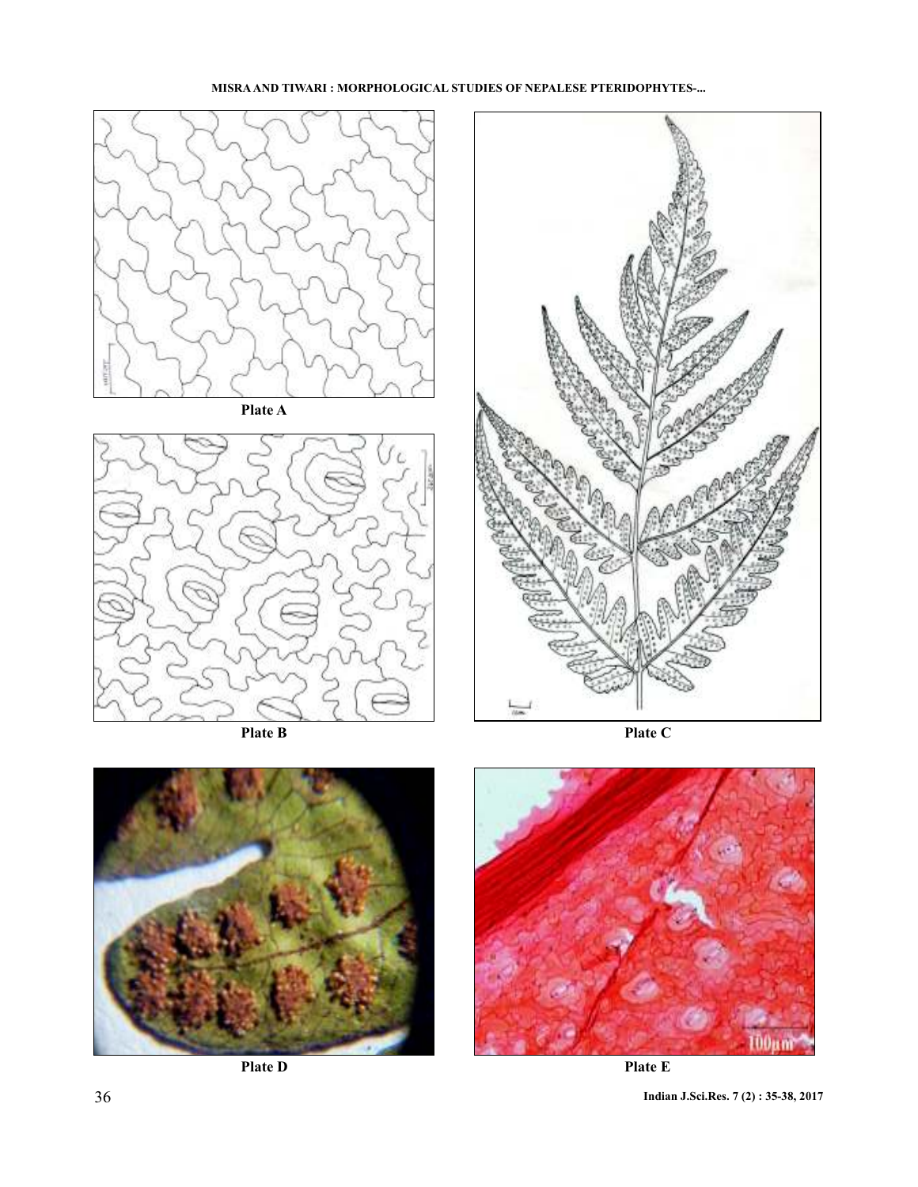Plate A

Plate B

Plate C

Plate D

Plate E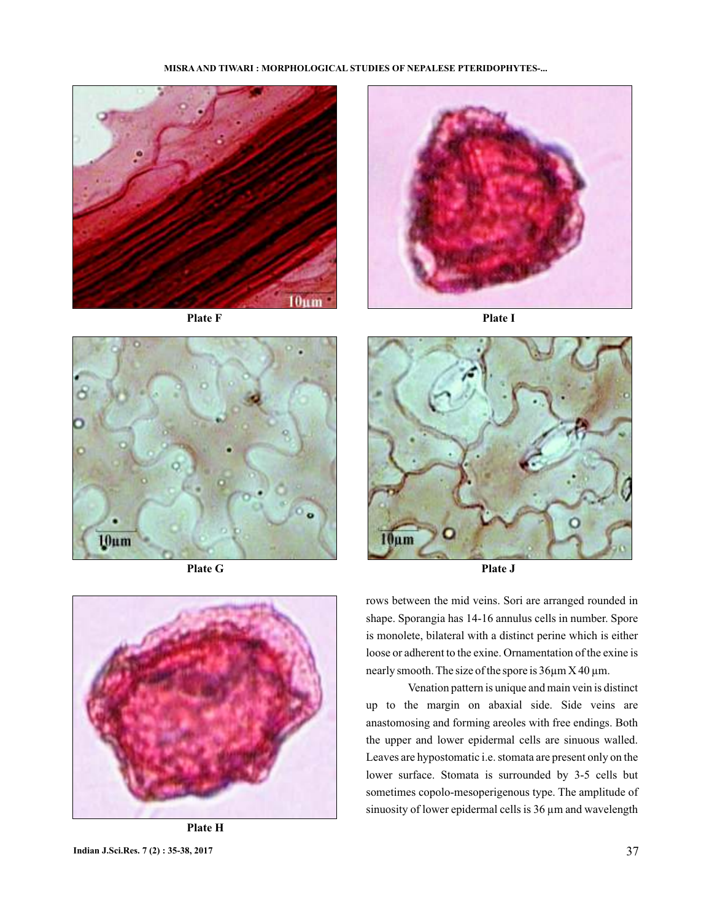Plate F

Plate I

Plate G

Plate J

Plate H

rows between the mid veins. Sori are arranged rounded in shape. Sporangia has 14-16 annulus cells in number. Spore is monolete, bilateral with a distinct perine which is either loose or adherent to the exine. Ornamentation of the exine is nearly smooth. The size of the spore is 36µm X 40 µm.

Venation pattern is unique and main vein is distinct up to the margin on abaxial side. Side veins are anastomosing and forming areoles with free endings. Both the upper and lower epidermal cells are sinuous walled. Leaves are hypostomatic i.e. stomata are present only on the lower surface. Stomata is surrounded by 3-5 cells but sometimes copolo-mesoperigenous type. The amplitude of sinuosity of lower epidermal cells is 36 µm and wavelength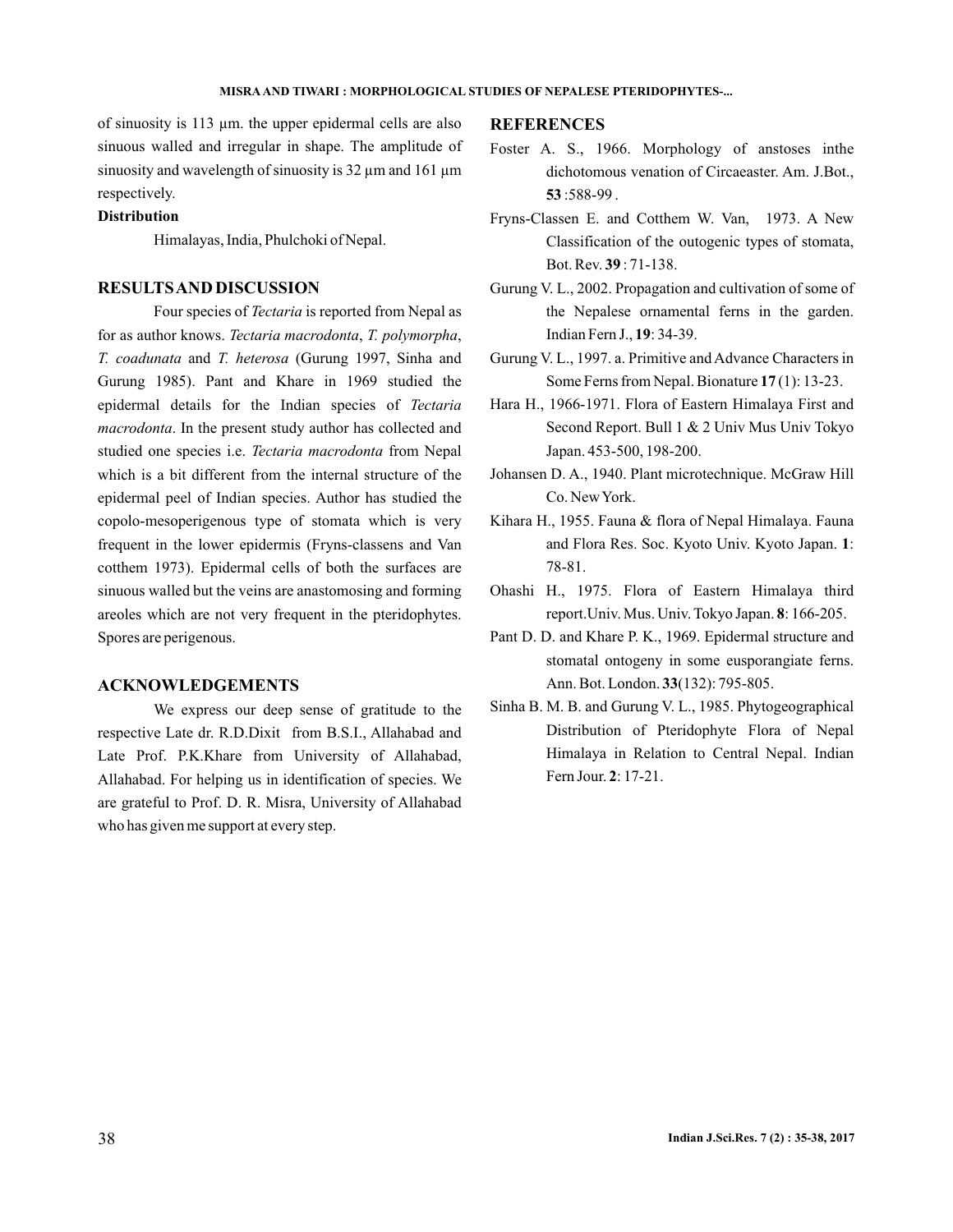of sinuosity is 113 µm. the upper epidermal cells are also sinuous walled and irregular in shape. The amplitude of sinuosity and wavelength of sinuosity is 32 µm and 161 µm respectively.

**Distribution**

Himalayas, India, Phulchoki of Nepal.

## RESULTS AND DISCUSSION

Four species of *Tectaria* is reported from Nepal as for as author knows. *Tectaria macrodonta*, *T. polymorpha*, *T. coadunata* and *T. heterosa* (Gurung 1997, Sinha and Gurung 1985). Pant and Khare in 1969 studied the epidermal details for the Indian species of *Tectaria macrodonta*. In the present study author has collected and studied one species i.e. *Tectaria macrodonta* from Nepal which is a bit different from the internal structure of the epidermal peel of Indian species. Author has studied the copolo-mesoperigenous type of stomata which is very frequent in the lower epidermis (Fryns-classens and Van cotthem 1973). Epidermal cells of both the surfaces are sinuous walled but the veins are anastomosing and forming areoles which are not very frequent in the pteridophytes. Spores are perigenous.

## ACKNOWLEDGEMENTS

We express our deep sense of gratitude to the respective Late dr. R.D.Dixit from B.S.I., Allahabad and Late Prof. P.K.Khare from University of Allahabad, Allahabad. For helping us in identification of species. We are grateful to Prof. D. R. Misra, University of Allahabad who has given me support at every step.

## REFERENCES

Foster A. S., 1966. Morphology of anstoses inthe dichotomous venation of Circaeaster. Am. J.Bot., **53** :588-99 .

Fryns-Classen E. and Cotthem W. Van, 1973. A New Classification of the outogenic types of stomata, Bot. Rev. **39** : 71-138.

Gurung V. L., 2002. Propagation and cultivation of some of the Nepalese ornamental ferns in the garden. Indian Fern J., **19**: 34-39.

Gurung V. L., 1997. a. Primitive and Advance Characters in Some Ferns from Nepal. Bionature **17** (1): 13-23.

Hara H., 1966-1971. Flora of Eastern Himalaya First and Second Report. Bull 1 & 2 Univ Mus Univ Tokyo Japan. 453-500, 198-200.

Johansen D. A., 1940. Plant microtechnique. McGraw Hill Co. New York.

Kihara H., 1955. Fauna & flora of Nepal Himalaya. Fauna and Flora Res. Soc. Kyoto Univ. Kyoto Japan. **1**: 78-81.

Ohashi H., 1975. Flora of Eastern Himalaya third report.Univ. Mus. Univ. Tokyo Japan. **8**: 166-205.

Pant D. D. and Khare P. K., 1969. Epidermal structure and stomatal ontogeny in some eusporangiate ferns. Ann. Bot. London. **33**(132): 795-805.

Sinha B. M. B. and Gurung V. L., 1985. Phytogeographical Distribution of Pteridophyte Flora of Nepal Himalaya in Relation to Central Nepal. Indian Fern Jour. **2**: 17-21.